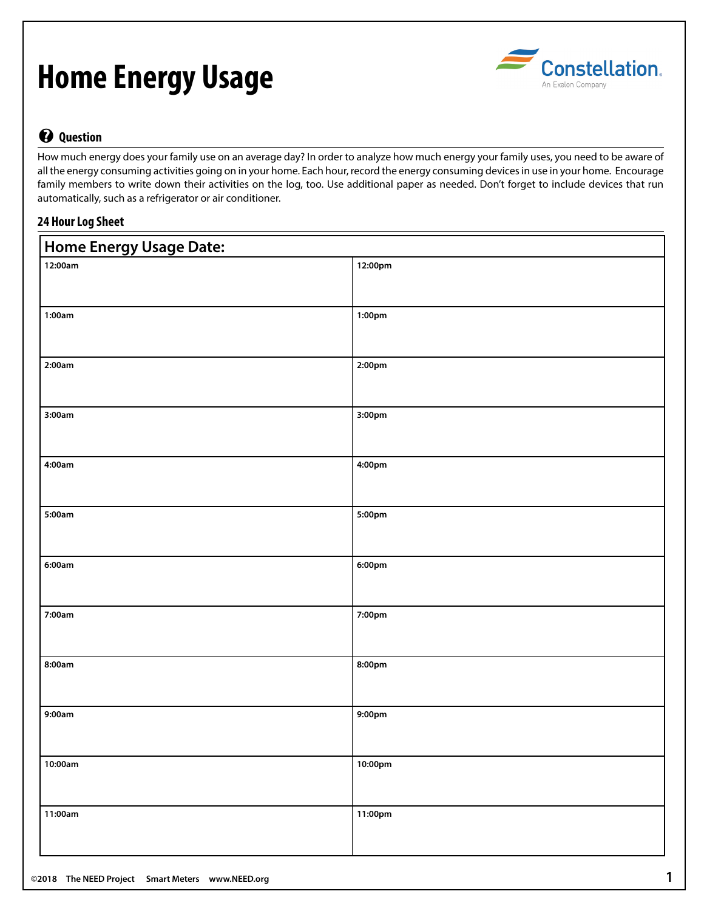# Home Energy Usage

Constellation. An Exelon Company

## Question

How much energy does your family use on an average day? In order to analyze how much energy your family uses, you need to be aware of all the energy consuming activities going on in your home. Each hour, record the energy consuming devices in use in your home. Encourage family members to write down their activities on the log, too. Use additional paper as needed. Don't forget to include devices that run automatically, such as a refrigerator or air conditioner.

### 24 Hour Log Sheet

| Home Energy Usage Date: | |
|---|---|
| **12:00am** | **12:00pm** |
| **1:00am** | **1:00pm** |
| **2:00am** | **2:00pm** |
| **3:00am** | **3:00pm** |
| **4:00am** | **4:00pm** |
| **5:00am** | **5:00pm** |
| **6:00am** | **6:00pm** |
| **7:00am** | **7:00pm** |
| **8:00am** | **8:00pm** |
| **9:00am** | **9:00pm** |
| **10:00am** | **10:00pm** |
| **11:00am** | **11:00pm** |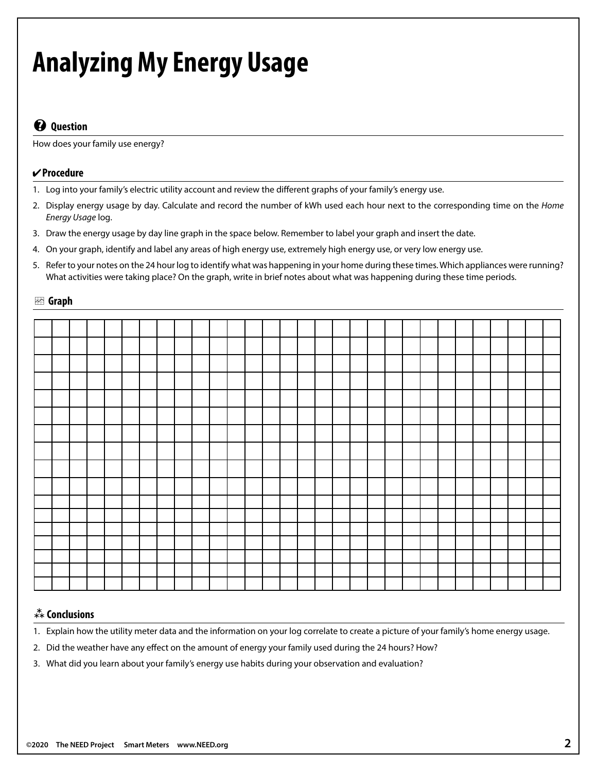# Analyzing My Energy Usage

## Question

How does your family use energy?

## ✔Procedure

1. Log into your family's electric utility account and review the different graphs of your family's energy use.
2. Display energy usage by day. Calculate and record the number of kWh used each hour next to the corresponding time on the *Home Energy Usage* log.
3. Draw the energy usage by day line graph in the space below. Remember to label your graph and insert the date.
4. On your graph, identify and label any areas of high energy use, extremely high energy use, or very low energy use.
5. Refer to your notes on the 24 hour log to identify what was happening in your home during these times. Which appliances were running? What activities were taking place? On the graph, write in brief notes about what was happening during these time periods.

## Graph

## Conclusions

1. Explain how the utility meter data and the information on your log correlate to create a picture of your family's home energy usage.
2. Did the weather have any effect on the amount of energy your family used during the 24 hours? How?
3. What did you learn about your family's energy use habits during your observation and evaluation?